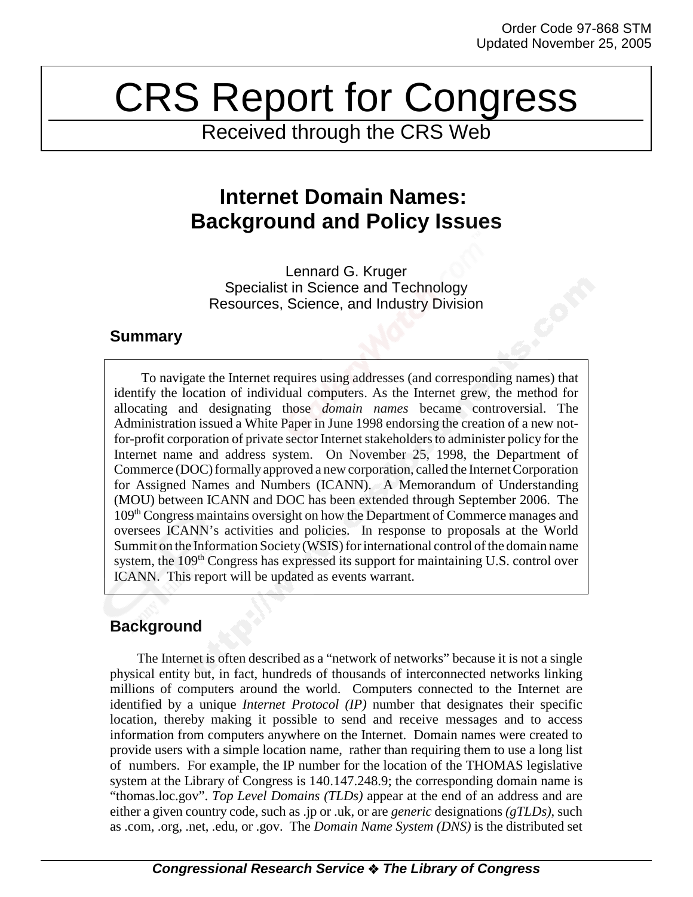Order Code 97-868 STM
Updated November 25, 2005

# CRS Report for Congress

Received through the CRS Web

# Internet Domain Names: Background and Policy Issues

Lennard G. Kruger
Specialist in Science and Technology
Resources, Science, and Industry Division

## Summary

To navigate the Internet requires using addresses (and corresponding names) that identify the location of individual computers. As the Internet grew, the method for allocating and designating those *domain names* became controversial. The Administration issued a White Paper in June 1998 endorsing the creation of a new not-for-profit corporation of private sector Internet stakeholders to administer policy for the Internet name and address system. On November 25, 1998, the Department of Commerce (DOC) formally approved a new corporation, called the Internet Corporation for Assigned Names and Numbers (ICANN). A Memorandum of Understanding (MOU) between ICANN and DOC has been extended through September 2006. The 109th Congress maintains oversight on how the Department of Commerce manages and oversees ICANN's activities and policies. In response to proposals at the World Summit on the Information Society (WSIS) for international control of the domain name system, the 109th Congress has expressed its support for maintaining U.S. control over ICANN. This report will be updated as events warrant.

## Background

The Internet is often described as a "network of networks" because it is not a single physical entity but, in fact, hundreds of thousands of interconnected networks linking millions of computers around the world. Computers connected to the Internet are identified by a unique *Internet Protocol (IP)* number that designates their specific location, thereby making it possible to send and receive messages and to access information from computers anywhere on the Internet. Domain names were created to provide users with a simple location name, rather than requiring them to use a long list of numbers. For example, the IP number for the location of the THOMAS legislative system at the Library of Congress is 140.147.248.9; the corresponding domain name is "thomas.loc.gov". *Top Level Domains (TLDs)* appear at the end of an address and are either a given country code, such as .jp or .uk, or are *generic* designations *(gTLDs)*, such as .com, .org, .net, .edu, or .gov. The *Domain Name System (DNS)* is the distributed set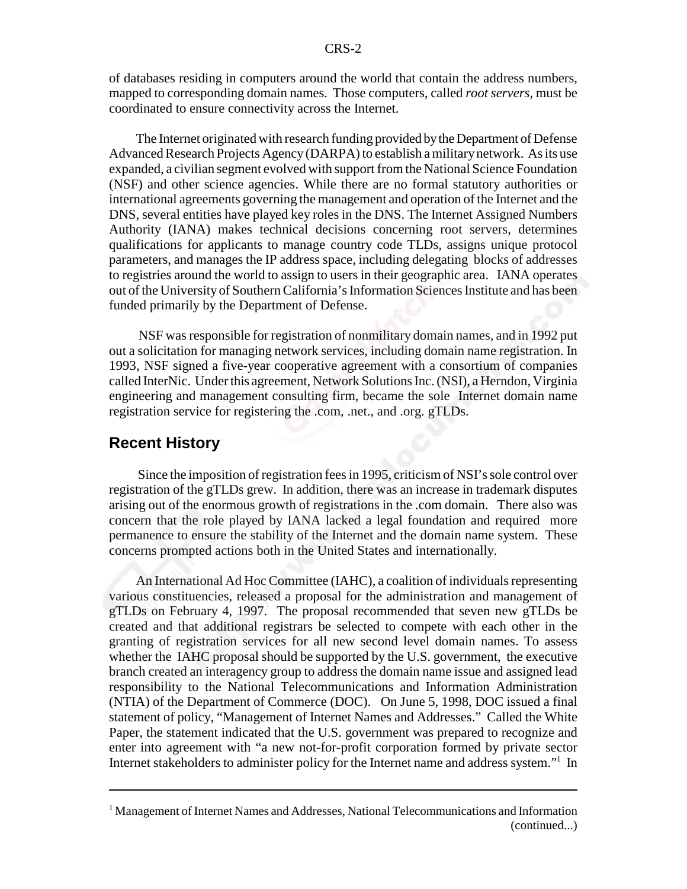of databases residing in computers around the world that contain the address numbers, mapped to corresponding domain names. Those computers, called *root servers*, must be coordinated to ensure connectivity across the Internet.

The Internet originated with research funding provided by the Department of Defense Advanced Research Projects Agency (DARPA) to establish a military network. As its use expanded, a civilian segment evolved with support from the National Science Foundation (NSF) and other science agencies. While there are no formal statutory authorities or international agreements governing the management and operation of the Internet and the DNS, several entities have played key roles in the DNS. The Internet Assigned Numbers Authority (IANA) makes technical decisions concerning root servers, determines qualifications for applicants to manage country code TLDs, assigns unique protocol parameters, and manages the IP address space, including delegating blocks of addresses to registries around the world to assign to users in their geographic area. IANA operates out of the University of Southern California's Information Sciences Institute and has been funded primarily by the Department of Defense.

NSF was responsible for registration of nonmilitary domain names, and in 1992 put out a solicitation for managing network services, including domain name registration. In 1993, NSF signed a five-year cooperative agreement with a consortium of companies called InterNic. Under this agreement, Network Solutions Inc. (NSI), a Herndon, Virginia engineering and management consulting firm, became the sole Internet domain name registration service for registering the .com, .net., and .org. gTLDs.

## Recent History

Since the imposition of registration fees in 1995, criticism of NSI's sole control over registration of the gTLDs grew. In addition, there was an increase in trademark disputes arising out of the enormous growth of registrations in the .com domain. There also was concern that the role played by IANA lacked a legal foundation and required more permanence to ensure the stability of the Internet and the domain name system. These concerns prompted actions both in the United States and internationally.

An International Ad Hoc Committee (IAHC), a coalition of individuals representing various constituencies, released a proposal for the administration and management of gTLDs on February 4, 1997. The proposal recommended that seven new gTLDs be created and that additional registrars be selected to compete with each other in the granting of registration services for all new second level domain names. To assess whether the IAHC proposal should be supported by the U.S. government, the executive branch created an interagency group to address the domain name issue and assigned lead responsibility to the National Telecommunications and Information Administration (NTIA) of the Department of Commerce (DOC). On June 5, 1998, DOC issued a final statement of policy, "Management of Internet Names and Addresses." Called the White Paper, the statement indicated that the U.S. government was prepared to recognize and enter into agreement with "a new not-for-profit corporation formed by private sector Internet stakeholders to administer policy for the Internet name and address system."[1] In

---

[1] Management of Internet Names and Addresses, National Telecommunications and Information (continued...)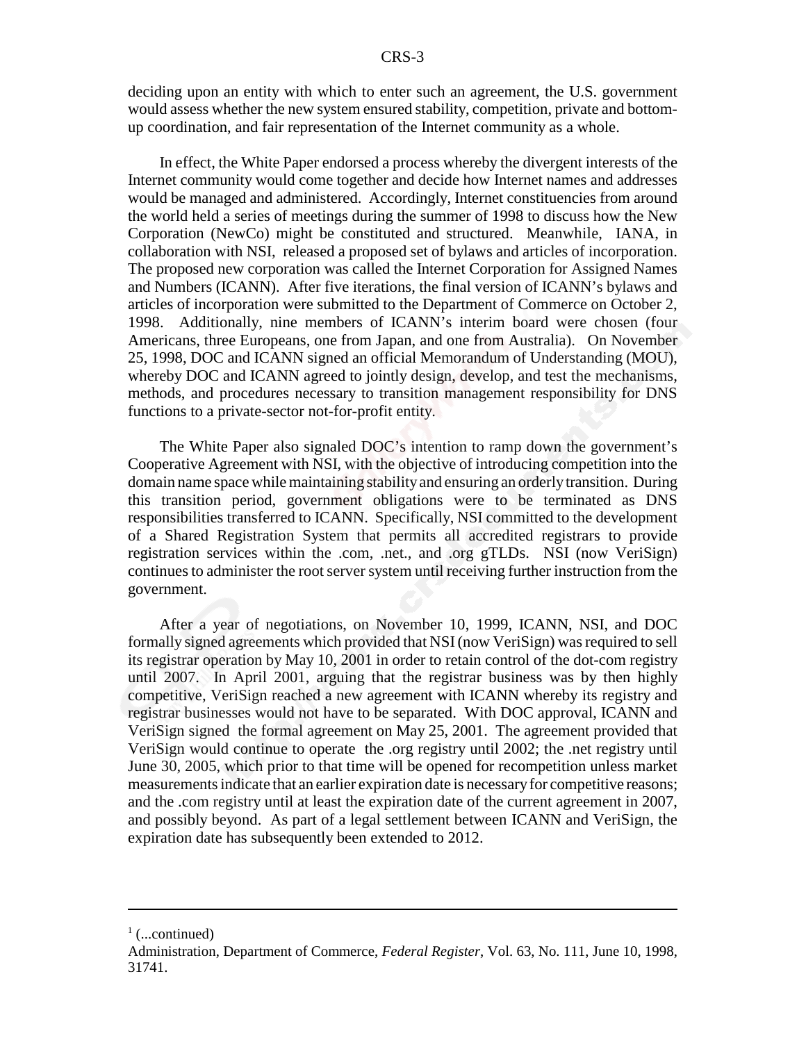deciding upon an entity with which to enter such an agreement, the U.S. government would assess whether the new system ensured stability, competition, private and bottom-up coordination, and fair representation of the Internet community as a whole.

In effect, the White Paper endorsed a process whereby the divergent interests of the Internet community would come together and decide how Internet names and addresses would be managed and administered. Accordingly, Internet constituencies from around the world held a series of meetings during the summer of 1998 to discuss how the New Corporation (NewCo) might be constituted and structured. Meanwhile, IANA, in collaboration with NSI, released a proposed set of bylaws and articles of incorporation. The proposed new corporation was called the Internet Corporation for Assigned Names and Numbers (ICANN). After five iterations, the final version of ICANN's bylaws and articles of incorporation were submitted to the Department of Commerce on October 2, 1998. Additionally, nine members of ICANN's interim board were chosen (four Americans, three Europeans, one from Japan, and one from Australia). On November 25, 1998, DOC and ICANN signed an official Memorandum of Understanding (MOU), whereby DOC and ICANN agreed to jointly design, develop, and test the mechanisms, methods, and procedures necessary to transition management responsibility for DNS functions to a private-sector not-for-profit entity.

The White Paper also signaled DOC's intention to ramp down the government's Cooperative Agreement with NSI, with the objective of introducing competition into the domain name space while maintaining stability and ensuring an orderly transition. During this transition period, government obligations were to be terminated as DNS responsibilities transferred to ICANN. Specifically, NSI committed to the development of a Shared Registration System that permits all accredited registrars to provide registration services within the .com, .net., and .org gTLDs. NSI (now VeriSign) continues to administer the root server system until receiving further instruction from the government.

After a year of negotiations, on November 10, 1999, ICANN, NSI, and DOC formally signed agreements which provided that NSI (now VeriSign) was required to sell its registrar operation by May 10, 2001 in order to retain control of the dot-com registry until 2007. In April 2001, arguing that the registrar business was by then highly competitive, VeriSign reached a new agreement with ICANN whereby its registry and registrar businesses would not have to be separated. With DOC approval, ICANN and VeriSign signed the formal agreement on May 25, 2001. The agreement provided that VeriSign would continue to operate the .org registry until 2002; the .net registry until June 30, 2005, which prior to that time will be opened for recompetition unless market measurements indicate that an earlier expiration date is necessary for competitive reasons; and the .com registry until at least the expiration date of the current agreement in 2007, and possibly beyond. As part of a legal settlement between ICANN and VeriSign, the expiration date has subsequently been extended to 2012.

---

[1] (...continued)
Administration, Department of Commerce, *Federal Register*, Vol. 63, No. 111, June 10, 1998, 31741.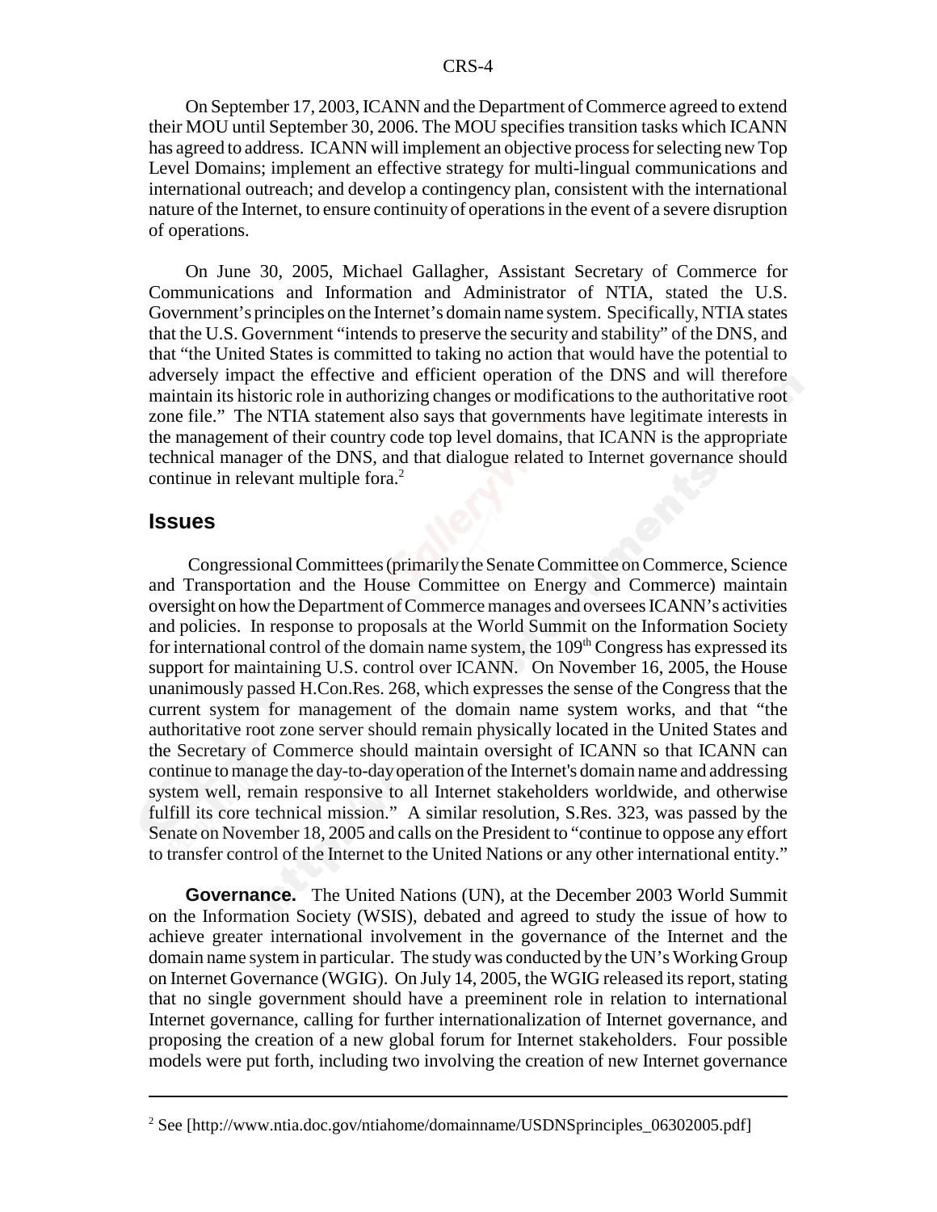On September 17, 2003, ICANN and the Department of Commerce agreed to extend their MOU until September 30, 2006. The MOU specifies transition tasks which ICANN has agreed to address. ICANN will implement an objective process for selecting new Top Level Domains; implement an effective strategy for multi-lingual communications and international outreach; and develop a contingency plan, consistent with the international nature of the Internet, to ensure continuity of operations in the event of a severe disruption of operations.

On June 30, 2005, Michael Gallagher, Assistant Secretary of Commerce for Communications and Information and Administrator of NTIA, stated the U.S. Government's principles on the Internet's domain name system. Specifically, NTIA states that the U.S. Government "intends to preserve the security and stability" of the DNS, and that "the United States is committed to taking no action that would have the potential to adversely impact the effective and efficient operation of the DNS and will therefore maintain its historic role in authorizing changes or modifications to the authoritative root zone file." The NTIA statement also says that governments have legitimate interests in the management of their country code top level domains, that ICANN is the appropriate technical manager of the DNS, and that dialogue related to Internet governance should continue in relevant multiple fora.[2]

## Issues

Congressional Committees (primarily the Senate Committee on Commerce, Science and Transportation and the House Committee on Energy and Commerce) maintain oversight on how the Department of Commerce manages and oversees ICANN's activities and policies. In response to proposals at the World Summit on the Information Society for international control of the domain name system, the 109th Congress has expressed its support for maintaining U.S. control over ICANN. On November 16, 2005, the House unanimously passed H.Con.Res. 268, which expresses the sense of the Congress that the current system for management of the domain name system works, and that "the authoritative root zone server should remain physically located in the United States and the Secretary of Commerce should maintain oversight of ICANN so that ICANN can continue to manage the day-to-day operation of the Internet's domain name and addressing system well, remain responsive to all Internet stakeholders worldwide, and otherwise fulfill its core technical mission." A similar resolution, S.Res. 323, was passed by the Senate on November 18, 2005 and calls on the President to "continue to oppose any effort to transfer control of the Internet to the United Nations or any other international entity."

**Governance.** The United Nations (UN), at the December 2003 World Summit on the Information Society (WSIS), debated and agreed to study the issue of how to achieve greater international involvement in the governance of the Internet and the domain name system in particular. The study was conducted by the UN's Working Group on Internet Governance (WGIG). On July 14, 2005, the WGIG released its report, stating that no single government should have a preeminent role in relation to international Internet governance, calling for further internationalization of Internet governance, and proposing the creation of a new global forum for Internet stakeholders. Four possible models were put forth, including two involving the creation of new Internet governance

---

[2] See [http://www.ntia.doc.gov/ntiahome/domainname/USDNSprinciples_06302005.pdf]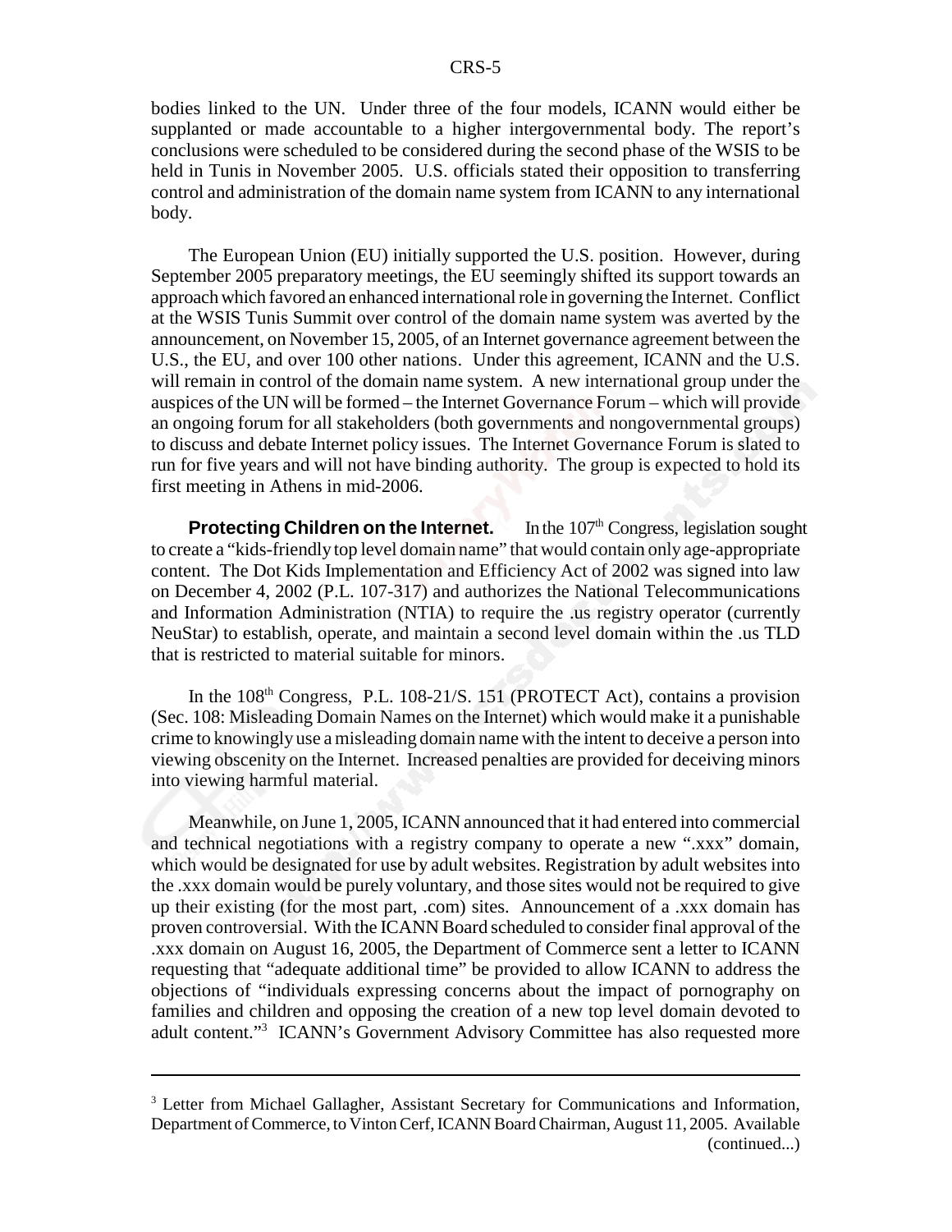bodies linked to the UN. Under three of the four models, ICANN would either be supplanted or made accountable to a higher intergovernmental body. The report's conclusions were scheduled to be considered during the second phase of the WSIS to be held in Tunis in November 2005. U.S. officials stated their opposition to transferring control and administration of the domain name system from ICANN to any international body.

The European Union (EU) initially supported the U.S. position. However, during September 2005 preparatory meetings, the EU seemingly shifted its support towards an approach which favored an enhanced international role in governing the Internet. Conflict at the WSIS Tunis Summit over control of the domain name system was averted by the announcement, on November 15, 2005, of an Internet governance agreement between the U.S., the EU, and over 100 other nations. Under this agreement, ICANN and the U.S. will remain in control of the domain name system. A new international group under the auspices of the UN will be formed – the Internet Governance Forum – which will provide an ongoing forum for all stakeholders (both governments and nongovernmental groups) to discuss and debate Internet policy issues. The Internet Governance Forum is slated to run for five years and will not have binding authority. The group is expected to hold its first meeting in Athens in mid-2006.

**Protecting Children on the Internet.** In the 107th Congress, legislation sought to create a "kids-friendly top level domain name" that would contain only age-appropriate content. The Dot Kids Implementation and Efficiency Act of 2002 was signed into law on December 4, 2002 (P.L. 107-317) and authorizes the National Telecommunications and Information Administration (NTIA) to require the .us registry operator (currently NeuStar) to establish, operate, and maintain a second level domain within the .us TLD that is restricted to material suitable for minors.

In the 108th Congress, P.L. 108-21/S. 151 (PROTECT Act), contains a provision (Sec. 108: Misleading Domain Names on the Internet) which would make it a punishable crime to knowingly use a misleading domain name with the intent to deceive a person into viewing obscenity on the Internet. Increased penalties are provided for deceiving minors into viewing harmful material.

Meanwhile, on June 1, 2005, ICANN announced that it had entered into commercial and technical negotiations with a registry company to operate a new ".xxx" domain, which would be designated for use by adult websites. Registration by adult websites into the .xxx domain would be purely voluntary, and those sites would not be required to give up their existing (for the most part, .com) sites. Announcement of a .xxx domain has proven controversial. With the ICANN Board scheduled to consider final approval of the .xxx domain on August 16, 2005, the Department of Commerce sent a letter to ICANN requesting that "adequate additional time" be provided to allow ICANN to address the objections of "individuals expressing concerns about the impact of pornography on families and children and opposing the creation of a new top level domain devoted to adult content."[3] ICANN's Government Advisory Committee has also requested more

---

[3] Letter from Michael Gallagher, Assistant Secretary for Communications and Information, Department of Commerce, to Vinton Cerf, ICANN Board Chairman, August 11, 2005. Available (continued...)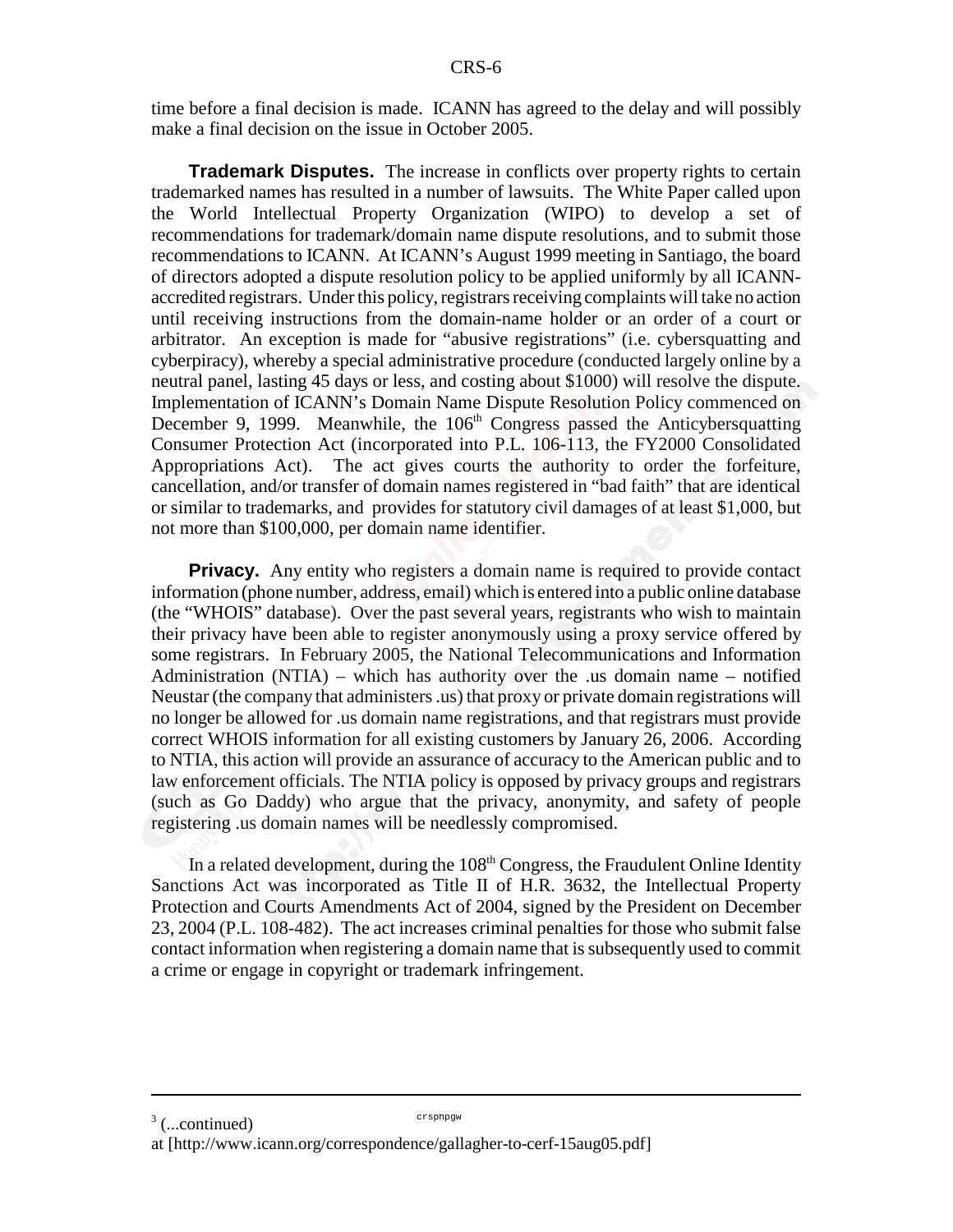time before a final decision is made. ICANN has agreed to the delay and will possibly make a final decision on the issue in October 2005.

**Trademark Disputes.** The increase in conflicts over property rights to certain trademarked names has resulted in a number of lawsuits. The White Paper called upon the World Intellectual Property Organization (WIPO) to develop a set of recommendations for trademark/domain name dispute resolutions, and to submit those recommendations to ICANN. At ICANN's August 1999 meeting in Santiago, the board of directors adopted a dispute resolution policy to be applied uniformly by all ICANN-accredited registrars. Under this policy, registrars receiving complaints will take no action until receiving instructions from the domain-name holder or an order of a court or arbitrator. An exception is made for "abusive registrations" (i.e. cybersquatting and cyberpiracy), whereby a special administrative procedure (conducted largely online by a neutral panel, lasting 45 days or less, and costing about $1000) will resolve the dispute. Implementation of ICANN's Domain Name Dispute Resolution Policy commenced on December 9, 1999. Meanwhile, the 106th Congress passed the Anticybersquatting Consumer Protection Act (incorporated into P.L. 106-113, the FY2000 Consolidated Appropriations Act). The act gives courts the authority to order the forfeiture, cancellation, and/or transfer of domain names registered in "bad faith" that are identical or similar to trademarks, and provides for statutory civil damages of at least $1,000, but not more than $100,000, per domain name identifier.

**Privacy.** Any entity who registers a domain name is required to provide contact information (phone number, address, email) which is entered into a public online database (the "WHOIS" database). Over the past several years, registrants who wish to maintain their privacy have been able to register anonymously using a proxy service offered by some registrars. In February 2005, the National Telecommunications and Information Administration (NTIA) – which has authority over the .us domain name – notified Neustar (the company that administers .us) that proxy or private domain registrations will no longer be allowed for .us domain name registrations, and that registrars must provide correct WHOIS information for all existing customers by January 26, 2006. According to NTIA, this action will provide an assurance of accuracy to the American public and to law enforcement officials. The NTIA policy is opposed by privacy groups and registrars (such as Go Daddy) who argue that the privacy, anonymity, and safety of people registering .us domain names will be needlessly compromised.

In a related development, during the 108th Congress, the Fraudulent Online Identity Sanctions Act was incorporated as Title II of H.R. 3632, the Intellectual Property Protection and Courts Amendments Act of 2004, signed by the President on December 23, 2004 (P.L. 108-482). The act increases criminal penalties for those who submit false contact information when registering a domain name that is subsequently used to commit a crime or engage in copyright or trademark infringement.

---

[3] (...continued)
at [http://www.icann.org/correspondence/gallagher-to-cerf-15aug05.pdf]